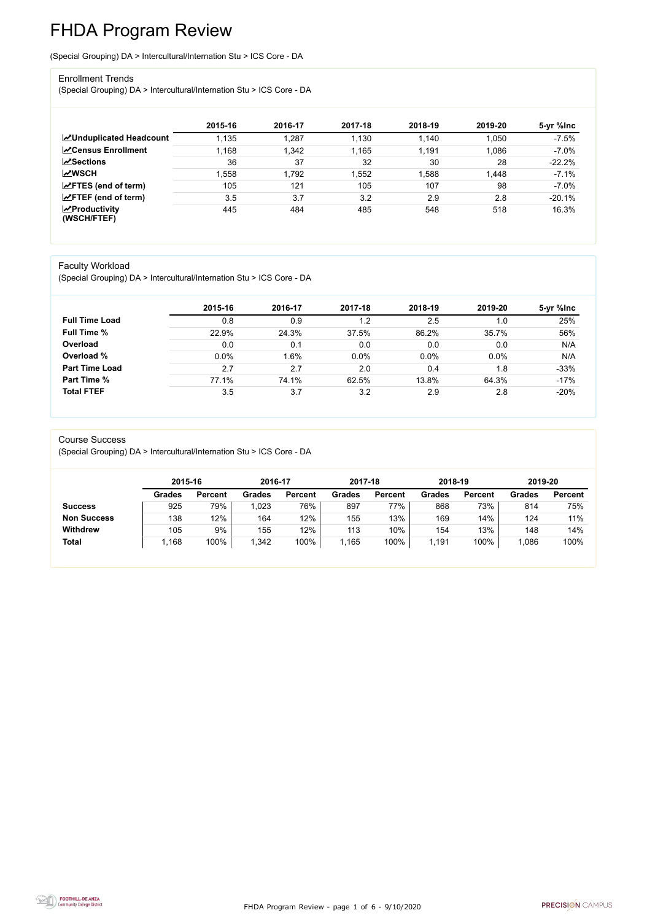# FHDA Program Review

(Special Grouping) DA > Intercultural/Internation Stu > ICS Core - DA

## Enrollment Trends

(Special Grouping) DA > Intercultural/Internation Stu > ICS Core - DA

| | 2015-16 | 2016-17 | 2017-18 | 2018-19 | 2019-20 | 5-yr %Inc |
|---|---|---|---|---|---|---|
| **Unduplicated Headcount** | 1,135 | 1,287 | 1,130 | 1,140 | 1,050 | -7.5% |
| **Census Enrollment** | 1,168 | 1,342 | 1,165 | 1,191 | 1,086 | -7.0% |
| **Sections** | 36 | 37 | 32 | 30 | 28 | -22.2% |
| **WSCH** | 1,558 | 1,792 | 1,552 | 1,588 | 1,448 | -7.1% |
| **FTES (end of term)** | 105 | 121 | 105 | 107 | 98 | -7.0% |
| **FTEF (end of term)** | 3.5 | 3.7 | 3.2 | 2.9 | 2.8 | -20.1% |
| **Productivity (WSCH/FTEF)** | 445 | 484 | 485 | 548 | 518 | 16.3% |

## Faculty Workload

(Special Grouping) DA > Intercultural/Internation Stu > ICS Core - DA

| | 2015-16 | 2016-17 | 2017-18 | 2018-19 | 2019-20 | 5-yr %Inc |
|---|---|---|---|---|---|---|
| **Full Time Load** | 0.8 | 0.9 | 1.2 | 2.5 | 1.0 | 25% |
| **Full Time %** | 22.9% | 24.3% | 37.5% | 86.2% | 35.7% | 56% |
| **Overload** | 0.0 | 0.1 | 0.0 | 0.0 | 0.0 | N/A |
| **Overload %** | 0.0% | 1.6% | 0.0% | 0.0% | 0.0% | N/A |
| **Part Time Load** | 2.7 | 2.7 | 2.0 | 0.4 | 1.8 | -33% |
| **Part Time %** | 77.1% | 74.1% | 62.5% | 13.8% | 64.3% | -17% |
| **Total FTEF** | 3.5 | 3.7 | 3.2 | 2.9 | 2.8 | -20% |

## Course Success

(Special Grouping) DA > Intercultural/Internation Stu > ICS Core - DA

| | 2015-16 | | 2016-17 | | 2017-18 | | 2018-19 | | 2019-20 | |
|---|---|---|---|---|---|---|---|---|---|---|
| | Grades | Percent | Grades | Percent | Grades | Percent | Grades | Percent | Grades | Percent |
| **Success** | 925 | 79% | 1,023 | 76% | 897 | 77% | 868 | 73% | 814 | 75% |
| **Non Success** | 138 | 12% | 164 | 12% | 155 | 13% | 169 | 14% | 124 | 11% |
| **Withdrew** | 105 | 9% | 155 | 12% | 113 | 10% | 154 | 13% | 148 | 14% |
| **Total** | 1,168 | 100% | 1,342 | 100% | 1,165 | 100% | 1,191 | 100% | 1,086 | 100% |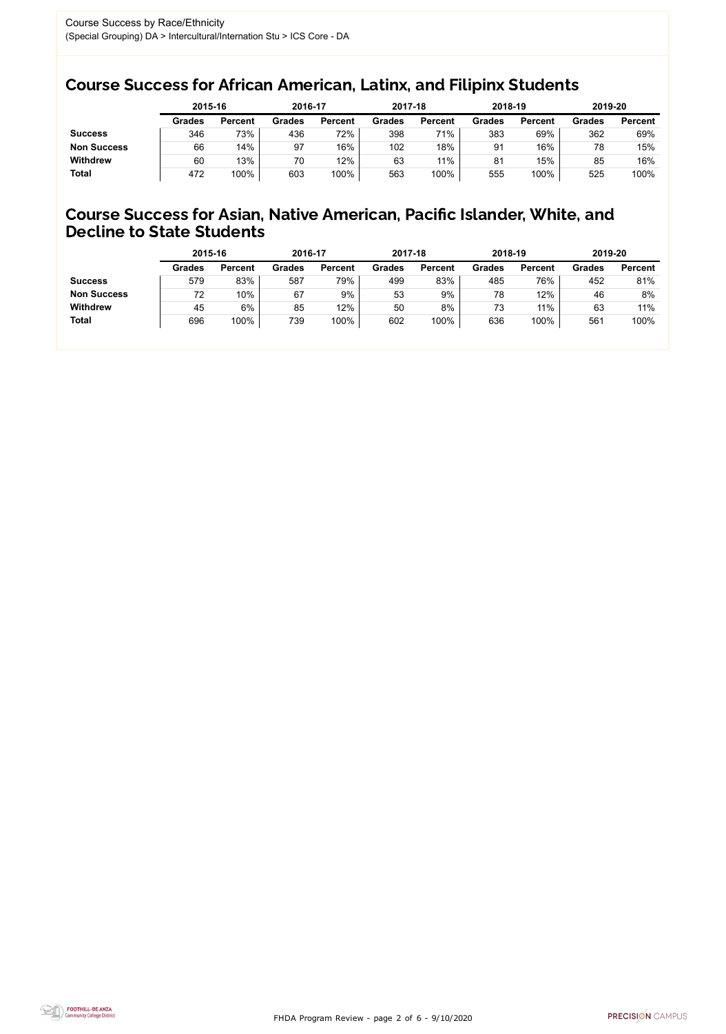Course Success by Race/Ethnicity
(Special Grouping) DA > Intercultural/Internation Stu > ICS Core - DA

## Course Success for African American, Latinx, and Filipinx Students

| | 2015-16 | | 2016-17 | | 2017-18 | | 2018-19 | | 2019-20 | |
|---|---|---|---|---|---|---|---|---|---|---|
| | Grades | Percent | Grades | Percent | Grades | Percent | Grades | Percent | Grades | Percent |
| **Success** | 346 | 73% | 436 | 72% | 398 | 71% | 383 | 69% | 362 | 69% |
| **Non Success** | 66 | 14% | 97 | 16% | 102 | 18% | 91 | 16% | 78 | 15% |
| **Withdrew** | 60 | 13% | 70 | 12% | 63 | 11% | 81 | 15% | 85 | 16% |
| **Total** | 472 | 100% | 603 | 100% | 563 | 100% | 555 | 100% | 525 | 100% |

## Course Success for Asian, Native American, Pacific Islander, White, and Decline to State Students

| | 2015-16 | | 2016-17 | | 2017-18 | | 2018-19 | | 2019-20 | |
|---|---|---|---|---|---|---|---|---|---|---|
| | Grades | Percent | Grades | Percent | Grades | Percent | Grades | Percent | Grades | Percent |
| **Success** | 579 | 83% | 587 | 79% | 499 | 83% | 485 | 76% | 452 | 81% |
| **Non Success** | 72 | 10% | 67 | 9% | 53 | 9% | 78 | 12% | 46 | 8% |
| **Withdrew** | 45 | 6% | 85 | 12% | 50 | 8% | 73 | 11% | 63 | 11% |
| **Total** | 696 | 100% | 739 | 100% | 602 | 100% | 636 | 100% | 561 | 100% |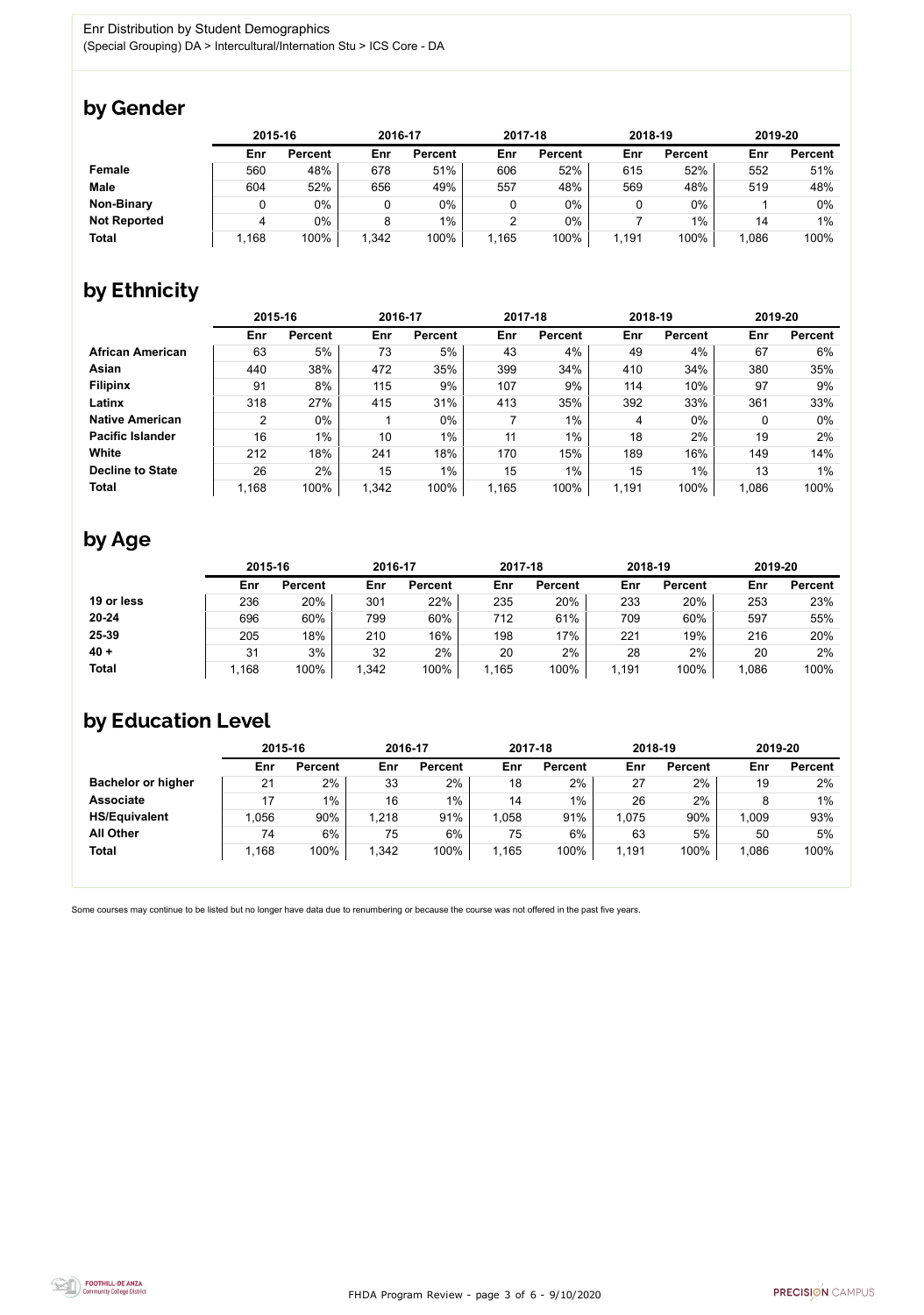Enr Distribution by Student Demographics
(Special Grouping) DA > Intercultural/Internation Stu > ICS Core - DA

## by Gender

| | 2015-16 | | 2016-17 | | 2017-18 | | 2018-19 | | 2019-20 | |
|---|---|---|---|---|---|---|---|---|---|---|
| | Enr | Percent | Enr | Percent | Enr | Percent | Enr | Percent | Enr | Percent |
| **Female** | 560 | 48% | 678 | 51% | 606 | 52% | 615 | 52% | 552 | 51% |
| **Male** | 604 | 52% | 656 | 49% | 557 | 48% | 569 | 48% | 519 | 48% |
| **Non-Binary** | 0 | 0% | 0 | 0% | 0 | 0% | 0 | 0% | 1 | 0% |
| **Not Reported** | 4 | 0% | 8 | 1% | 2 | 0% | 7 | 1% | 14 | 1% |
| **Total** | 1,168 | 100% | 1,342 | 100% | 1,165 | 100% | 1,191 | 100% | 1,086 | 100% |

## by Ethnicity

| | 2015-16 | | 2016-17 | | 2017-18 | | 2018-19 | | 2019-20 | |
|---|---|---|---|---|---|---|---|---|---|---|
| | Enr | Percent | Enr | Percent | Enr | Percent | Enr | Percent | Enr | Percent |
| **African American** | 63 | 5% | 73 | 5% | 43 | 4% | 49 | 4% | 67 | 6% |
| **Asian** | 440 | 38% | 472 | 35% | 399 | 34% | 410 | 34% | 380 | 35% |
| **Filipinx** | 91 | 8% | 115 | 9% | 107 | 9% | 114 | 10% | 97 | 9% |
| **Latinx** | 318 | 27% | 415 | 31% | 413 | 35% | 392 | 33% | 361 | 33% |
| **Native American** | 2 | 0% | 1 | 0% | 7 | 1% | 4 | 0% | 0 | 0% |
| **Pacific Islander** | 16 | 1% | 10 | 1% | 11 | 1% | 18 | 2% | 19 | 2% |
| **White** | 212 | 18% | 241 | 18% | 170 | 15% | 189 | 16% | 149 | 14% |
| **Decline to State** | 26 | 2% | 15 | 1% | 15 | 1% | 15 | 1% | 13 | 1% |
| **Total** | 1,168 | 100% | 1,342 | 100% | 1,165 | 100% | 1,191 | 100% | 1,086 | 100% |

## by Age

| | 2015-16 | | 2016-17 | | 2017-18 | | 2018-19 | | 2019-20 | |
|---|---|---|---|---|---|---|---|---|---|---|
| | Enr | Percent | Enr | Percent | Enr | Percent | Enr | Percent | Enr | Percent |
| **19 or less** | 236 | 20% | 301 | 22% | 235 | 20% | 233 | 20% | 253 | 23% |
| **20-24** | 696 | 60% | 799 | 60% | 712 | 61% | 709 | 60% | 597 | 55% |
| **25-39** | 205 | 18% | 210 | 16% | 198 | 17% | 221 | 19% | 216 | 20% |
| **40 +** | 31 | 3% | 32 | 2% | 20 | 2% | 28 | 2% | 20 | 2% |
| **Total** | 1,168 | 100% | 1,342 | 100% | 1,165 | 100% | 1,191 | 100% | 1,086 | 100% |

## by Education Level

| | 2015-16 | | 2016-17 | | 2017-18 | | 2018-19 | | 2019-20 | |
|---|---|---|---|---|---|---|---|---|---|---|
| | Enr | Percent | Enr | Percent | Enr | Percent | Enr | Percent | Enr | Percent |
| **Bachelor or higher** | 21 | 2% | 33 | 2% | 18 | 2% | 27 | 2% | 19 | 2% |
| **Associate** | 17 | 1% | 16 | 1% | 14 | 1% | 26 | 2% | 8 | 1% |
| **HS/Equivalent** | 1,056 | 90% | 1,218 | 91% | 1,058 | 91% | 1,075 | 90% | 1,009 | 93% |
| **All Other** | 74 | 6% | 75 | 6% | 75 | 6% | 63 | 5% | 50 | 5% |
| **Total** | 1,168 | 100% | 1,342 | 100% | 1,165 | 100% | 1,191 | 100% | 1,086 | 100% |

Some courses may continue to be listed but no longer have data due to renumbering or because the course was not offered in the past five years.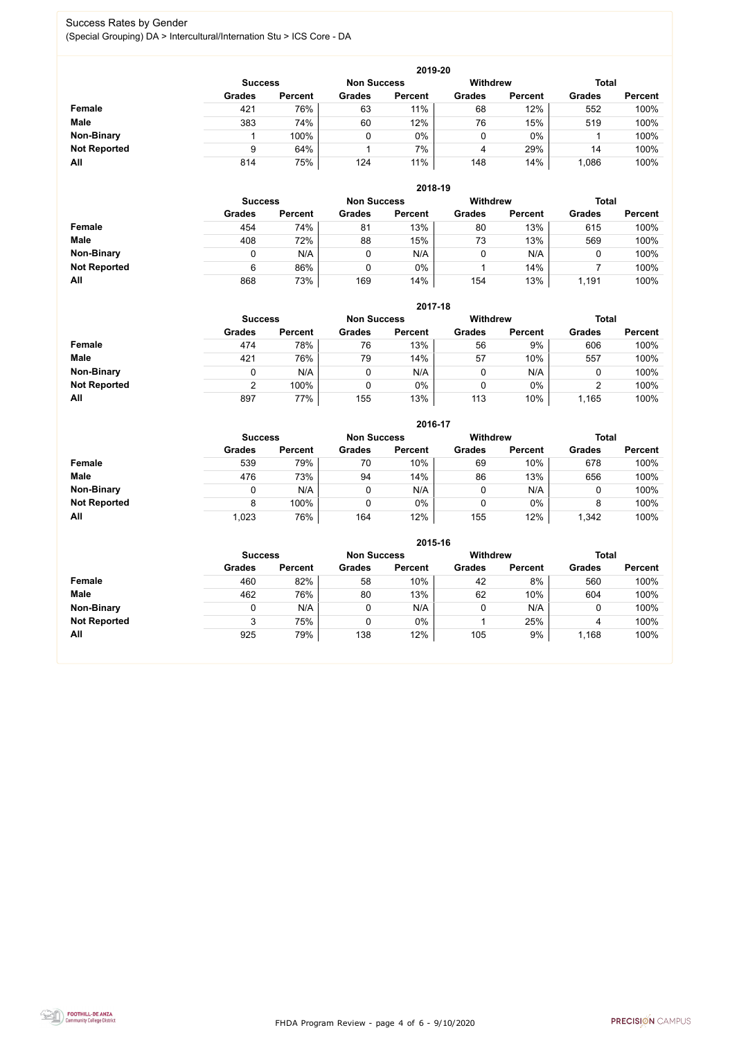# Success Rates by Gender

(Special Grouping) DA > Intercultural/Internation Stu > ICS Core - DA

| 2019-20 | Success | | Non Success | | Withdrew | | Total | |
|---|---|---|---|---|---|---|---|---|
| | Grades | Percent | Grades | Percent | Grades | Percent | Grades | Percent |
| **Female** | 421 | 76% | 63 | 11% | 68 | 12% | 552 | 100% |
| **Male** | 383 | 74% | 60 | 12% | 76 | 15% | 519 | 100% |
| **Non-Binary** | 1 | 100% | 0 | 0% | 0 | 0% | 1 | 100% |
| **Not Reported** | 9 | 64% | 1 | 7% | 4 | 29% | 14 | 100% |
| **All** | 814 | 75% | 124 | 11% | 148 | 14% | 1,086 | 100% |

| 2018-19 | Success | | Non Success | | Withdrew | | Total | |
|---|---|---|---|---|---|---|---|---|
| | Grades | Percent | Grades | Percent | Grades | Percent | Grades | Percent |
| **Female** | 454 | 74% | 81 | 13% | 80 | 13% | 615 | 100% |
| **Male** | 408 | 72% | 88 | 15% | 73 | 13% | 569 | 100% |
| **Non-Binary** | 0 | N/A | 0 | N/A | 0 | N/A | 0 | 100% |
| **Not Reported** | 6 | 86% | 0 | 0% | 1 | 14% | 7 | 100% |
| **All** | 868 | 73% | 169 | 14% | 154 | 13% | 1,191 | 100% |

| 2017-18 | Success | | Non Success | | Withdrew | | Total | |
|---|---|---|---|---|---|---|---|---|
| | Grades | Percent | Grades | Percent | Grades | Percent | Grades | Percent |
| **Female** | 474 | 78% | 76 | 13% | 56 | 9% | 606 | 100% |
| **Male** | 421 | 76% | 79 | 14% | 57 | 10% | 557 | 100% |
| **Non-Binary** | 0 | N/A | 0 | N/A | 0 | N/A | 0 | 100% |
| **Not Reported** | 2 | 100% | 0 | 0% | 0 | 0% | 2 | 100% |
| **All** | 897 | 77% | 155 | 13% | 113 | 10% | 1,165 | 100% |

| 2016-17 | Success | | Non Success | | Withdrew | | Total | |
|---|---|---|---|---|---|---|---|---|
| | Grades | Percent | Grades | Percent | Grades | Percent | Grades | Percent |
| **Female** | 539 | 79% | 70 | 10% | 69 | 10% | 678 | 100% |
| **Male** | 476 | 73% | 94 | 14% | 86 | 13% | 656 | 100% |
| **Non-Binary** | 0 | N/A | 0 | N/A | 0 | N/A | 0 | 100% |
| **Not Reported** | 8 | 100% | 0 | 0% | 0 | 0% | 8 | 100% |
| **All** | 1,023 | 76% | 164 | 12% | 155 | 12% | 1,342 | 100% |

| 2015-16 | Success | | Non Success | | Withdrew | | Total | |
|---|---|---|---|---|---|---|---|---|
| | Grades | Percent | Grades | Percent | Grades | Percent | Grades | Percent |
| **Female** | 460 | 82% | 58 | 10% | 42 | 8% | 560 | 100% |
| **Male** | 462 | 76% | 80 | 13% | 62 | 10% | 604 | 100% |
| **Non-Binary** | 0 | N/A | 0 | N/A | 0 | N/A | 0 | 100% |
| **Not Reported** | 3 | 75% | 0 | 0% | 1 | 25% | 4 | 100% |
| **All** | 925 | 79% | 138 | 12% | 105 | 9% | 1,168 | 100% |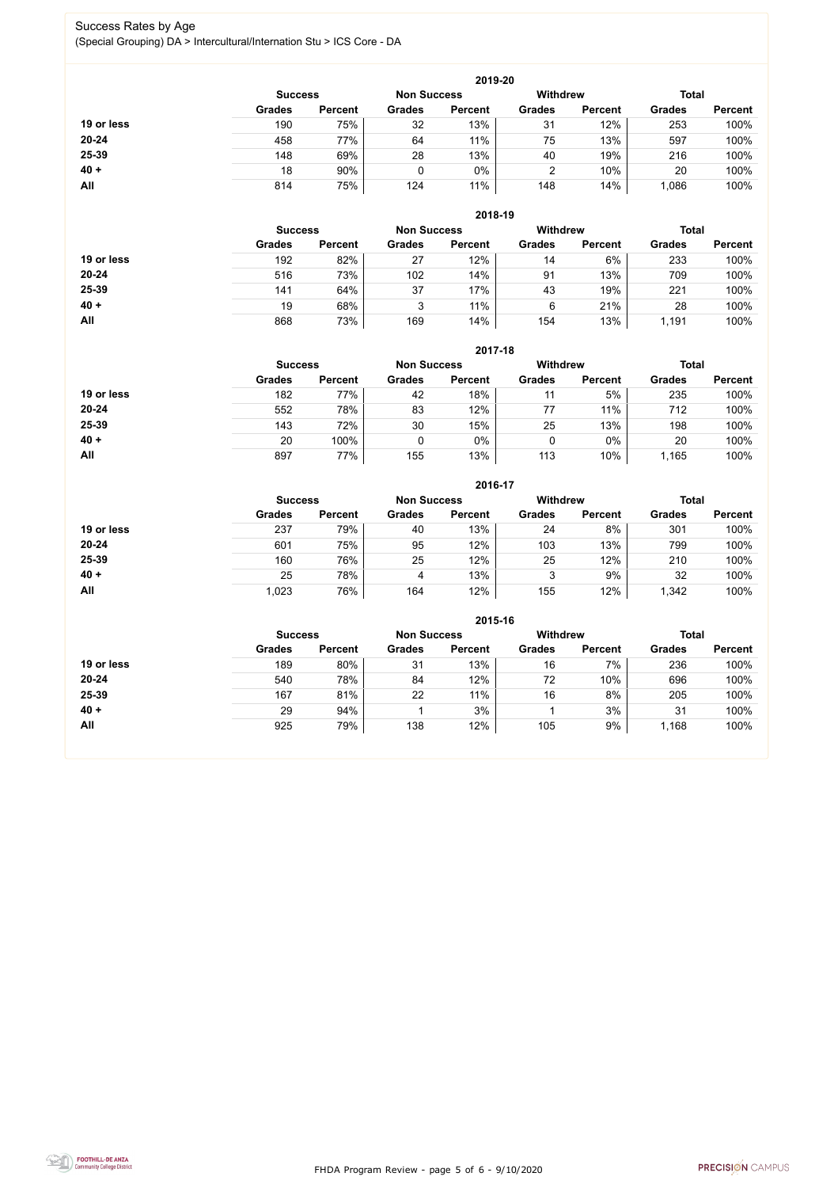# Success Rates by Age

(Special Grouping) DA > Intercultural/Internation Stu > ICS Core - DA

## 2019-20

| | Success | | Non Success | | Withdrew | | Total | |
|---|---|---|---|---|---|---|---|---|
| | Grades | Percent | Grades | Percent | Grades | Percent | Grades | Percent |
| 19 or less | 190 | 75% | 32 | 13% | 31 | 12% | 253 | 100% |
| 20-24 | 458 | 77% | 64 | 11% | 75 | 13% | 597 | 100% |
| 25-39 | 148 | 69% | 28 | 13% | 40 | 19% | 216 | 100% |
| 40 + | 18 | 90% | 0 | 0% | 2 | 10% | 20 | 100% |
| All | 814 | 75% | 124 | 11% | 148 | 14% | 1,086 | 100% |

## 2018-19

| | Success | | Non Success | | Withdrew | | Total | |
|---|---|---|---|---|---|---|---|---|
| | Grades | Percent | Grades | Percent | Grades | Percent | Grades | Percent |
| 19 or less | 192 | 82% | 27 | 12% | 14 | 6% | 233 | 100% |
| 20-24 | 516 | 73% | 102 | 14% | 91 | 13% | 709 | 100% |
| 25-39 | 141 | 64% | 37 | 17% | 43 | 19% | 221 | 100% |
| 40 + | 19 | 68% | 3 | 11% | 6 | 21% | 28 | 100% |
| All | 868 | 73% | 169 | 14% | 154 | 13% | 1,191 | 100% |

## 2017-18

| | Success | | Non Success | | Withdrew | | Total | |
|---|---|---|---|---|---|---|---|---|
| | Grades | Percent | Grades | Percent | Grades | Percent | Grades | Percent |
| 19 or less | 182 | 77% | 42 | 18% | 11 | 5% | 235 | 100% |
| 20-24 | 552 | 78% | 83 | 12% | 77 | 11% | 712 | 100% |
| 25-39 | 143 | 72% | 30 | 15% | 25 | 13% | 198 | 100% |
| 40 + | 20 | 100% | 0 | 0% | 0 | 0% | 20 | 100% |
| All | 897 | 77% | 155 | 13% | 113 | 10% | 1,165 | 100% |

## 2016-17

| | Success | | Non Success | | Withdrew | | Total | |
|---|---|---|---|---|---|---|---|---|
| | Grades | Percent | Grades | Percent | Grades | Percent | Grades | Percent |
| 19 or less | 237 | 79% | 40 | 13% | 24 | 8% | 301 | 100% |
| 20-24 | 601 | 75% | 95 | 12% | 103 | 13% | 799 | 100% |
| 25-39 | 160 | 76% | 25 | 12% | 25 | 12% | 210 | 100% |
| 40 + | 25 | 78% | 4 | 13% | 3 | 9% | 32 | 100% |
| All | 1,023 | 76% | 164 | 12% | 155 | 12% | 1,342 | 100% |

## 2015-16

| | Success | | Non Success | | Withdrew | | Total | |
|---|---|---|---|---|---|---|---|---|
| | Grades | Percent | Grades | Percent | Grades | Percent | Grades | Percent |
| 19 or less | 189 | 80% | 31 | 13% | 16 | 7% | 236 | 100% |
| 20-24 | 540 | 78% | 84 | 12% | 72 | 10% | 696 | 100% |
| 25-39 | 167 | 81% | 22 | 11% | 16 | 8% | 205 | 100% |
| 40 + | 29 | 94% | 1 | 3% | 1 | 3% | 31 | 100% |
| All | 925 | 79% | 138 | 12% | 105 | 9% | 1,168 | 100% |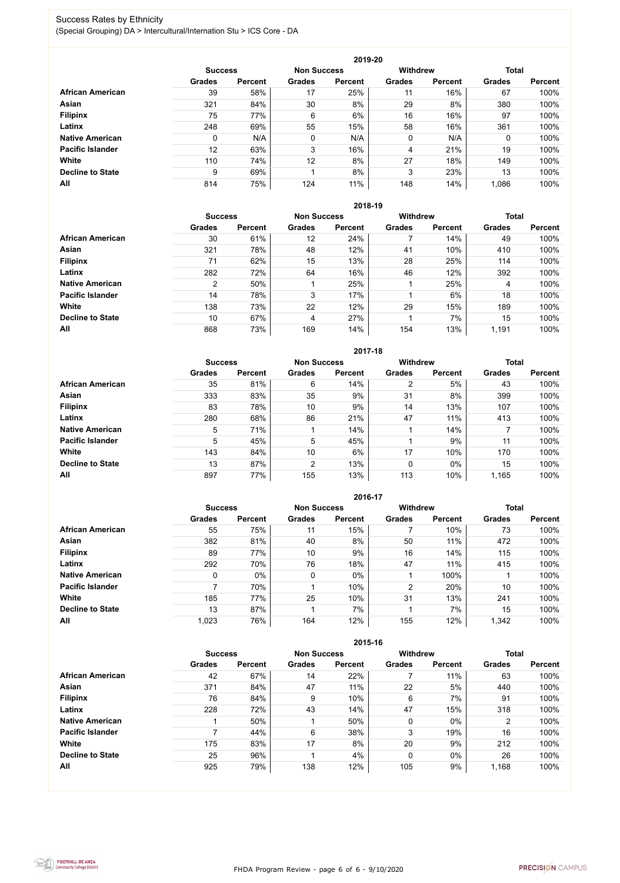# Success Rates by Ethnicity

(Special Grouping) DA > Intercultural/Internation Stu > ICS Core - DA

## 2019-20

| | Success | | Non Success | | Withdrew | | Total | |
|---|---|---|---|---|---|---|---|---|
| | Grades | Percent | Grades | Percent | Grades | Percent | Grades | Percent |
| **African American** | 39 | 58% | 17 | 25% | 11 | 16% | 67 | 100% |
| **Asian** | 321 | 84% | 30 | 8% | 29 | 8% | 380 | 100% |
| **Filipinx** | 75 | 77% | 6 | 6% | 16 | 16% | 97 | 100% |
| **Latinx** | 248 | 69% | 55 | 15% | 58 | 16% | 361 | 100% |
| **Native American** | 0 | N/A | 0 | N/A | 0 | N/A | 0 | 100% |
| **Pacific Islander** | 12 | 63% | 3 | 16% | 4 | 21% | 19 | 100% |
| **White** | 110 | 74% | 12 | 8% | 27 | 18% | 149 | 100% |
| **Decline to State** | 9 | 69% | 1 | 8% | 3 | 23% | 13 | 100% |
| **All** | 814 | 75% | 124 | 11% | 148 | 14% | 1,086 | 100% |

## 2018-19

| | Success | | Non Success | | Withdrew | | Total | |
|---|---|---|---|---|---|---|---|---|
| | Grades | Percent | Grades | Percent | Grades | Percent | Grades | Percent |
| **African American** | 30 | 61% | 12 | 24% | 7 | 14% | 49 | 100% |
| **Asian** | 321 | 78% | 48 | 12% | 41 | 10% | 410 | 100% |
| **Filipinx** | 71 | 62% | 15 | 13% | 28 | 25% | 114 | 100% |
| **Latinx** | 282 | 72% | 64 | 16% | 46 | 12% | 392 | 100% |
| **Native American** | 2 | 50% | 1 | 25% | 1 | 25% | 4 | 100% |
| **Pacific Islander** | 14 | 78% | 3 | 17% | 1 | 6% | 18 | 100% |
| **White** | 138 | 73% | 22 | 12% | 29 | 15% | 189 | 100% |
| **Decline to State** | 10 | 67% | 4 | 27% | 1 | 7% | 15 | 100% |
| **All** | 868 | 73% | 169 | 14% | 154 | 13% | 1,191 | 100% |

## 2017-18

| | Success | | Non Success | | Withdrew | | Total | |
|---|---|---|---|---|---|---|---|---|
| | Grades | Percent | Grades | Percent | Grades | Percent | Grades | Percent |
| **African American** | 35 | 81% | 6 | 14% | 2 | 5% | 43 | 100% |
| **Asian** | 333 | 83% | 35 | 9% | 31 | 8% | 399 | 100% |
| **Filipinx** | 83 | 78% | 10 | 9% | 14 | 13% | 107 | 100% |
| **Latinx** | 280 | 68% | 86 | 21% | 47 | 11% | 413 | 100% |
| **Native American** | 5 | 71% | 1 | 14% | 1 | 14% | 7 | 100% |
| **Pacific Islander** | 5 | 45% | 5 | 45% | 1 | 9% | 11 | 100% |
| **White** | 143 | 84% | 10 | 6% | 17 | 10% | 170 | 100% |
| **Decline to State** | 13 | 87% | 2 | 13% | 0 | 0% | 15 | 100% |
| **All** | 897 | 77% | 155 | 13% | 113 | 10% | 1,165 | 100% |

## 2016-17

| | Success | | Non Success | | Withdrew | | Total | |
|---|---|---|---|---|---|---|---|---|
| | Grades | Percent | Grades | Percent | Grades | Percent | Grades | Percent |
| **African American** | 55 | 75% | 11 | 15% | 7 | 10% | 73 | 100% |
| **Asian** | 382 | 81% | 40 | 8% | 50 | 11% | 472 | 100% |
| **Filipinx** | 89 | 77% | 10 | 9% | 16 | 14% | 115 | 100% |
| **Latinx** | 292 | 70% | 76 | 18% | 47 | 11% | 415 | 100% |
| **Native American** | 0 | 0% | 0 | 0% | 1 | 100% | 1 | 100% |
| **Pacific Islander** | 7 | 70% | 1 | 10% | 2 | 20% | 10 | 100% |
| **White** | 185 | 77% | 25 | 10% | 31 | 13% | 241 | 100% |
| **Decline to State** | 13 | 87% | 1 | 7% | 1 | 7% | 15 | 100% |
| **All** | 1,023 | 76% | 164 | 12% | 155 | 12% | 1,342 | 100% |

## 2015-16

| | Success | | Non Success | | Withdrew | | Total | |
|---|---|---|---|---|---|---|---|---|
| | Grades | Percent | Grades | Percent | Grades | Percent | Grades | Percent |
| **African American** | 42 | 67% | 14 | 22% | 7 | 11% | 63 | 100% |
| **Asian** | 371 | 84% | 47 | 11% | 22 | 5% | 440 | 100% |
| **Filipinx** | 76 | 84% | 9 | 10% | 6 | 7% | 91 | 100% |
| **Latinx** | 228 | 72% | 43 | 14% | 47 | 15% | 318 | 100% |
| **Native American** | 1 | 50% | 1 | 50% | 0 | 0% | 2 | 100% |
| **Pacific Islander** | 7 | 44% | 6 | 38% | 3 | 19% | 16 | 100% |
| **White** | 175 | 83% | 17 | 8% | 20 | 9% | 212 | 100% |
| **Decline to State** | 25 | 96% | 1 | 4% | 0 | 0% | 26 | 100% |
| **All** | 925 | 79% | 138 | 12% | 105 | 9% | 1,168 | 100% |